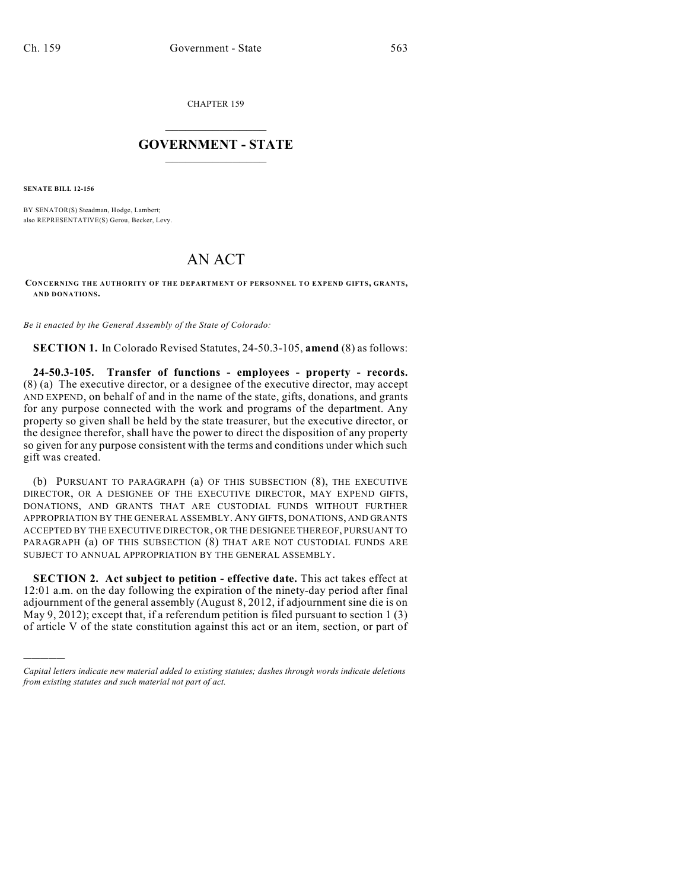CHAPTER 159

# GOVERNMENT - STATE

**SENATE BILL 12-156**

BY SENATOR(S) Steadman, Hodge, Lambert;
also REPRESENTATIVE(S) Gerou, Becker, Levy.

# AN ACT

**CONCERNING THE AUTHORITY OF THE DEPARTMENT OF PERSONNEL TO EXPEND GIFTS, GRANTS, AND DONATIONS.**

*Be it enacted by the General Assembly of the State of Colorado:*

**SECTION 1.** In Colorado Revised Statutes, 24-50.3-105, **amend** (8) as follows:

**24-50.3-105. Transfer of functions - employees - property - records.** (8) (a) The executive director, or a designee of the executive director, may accept AND EXPEND, on behalf of and in the name of the state, gifts, donations, and grants for any purpose connected with the work and programs of the department. Any property so given shall be held by the state treasurer, but the executive director, or the designee therefor, shall have the power to direct the disposition of any property so given for any purpose consistent with the terms and conditions under which such gift was created.

(b) PURSUANT TO PARAGRAPH (a) OF THIS SUBSECTION (8), THE EXECUTIVE DIRECTOR, OR A DESIGNEE OF THE EXECUTIVE DIRECTOR, MAY EXPEND GIFTS, DONATIONS, AND GRANTS THAT ARE CUSTODIAL FUNDS WITHOUT FURTHER APPROPRIATION BY THE GENERAL ASSEMBLY. ANY GIFTS, DONATIONS, AND GRANTS ACCEPTED BY THE EXECUTIVE DIRECTOR, OR THE DESIGNEE THEREOF, PURSUANT TO PARAGRAPH (a) OF THIS SUBSECTION (8) THAT ARE NOT CUSTODIAL FUNDS ARE SUBJECT TO ANNUAL APPROPRIATION BY THE GENERAL ASSEMBLY.

**SECTION 2. Act subject to petition - effective date.** This act takes effect at 12:01 a.m. on the day following the expiration of the ninety-day period after final adjournment of the general assembly (August 8, 2012, if adjournment sine die is on May 9, 2012); except that, if a referendum petition is filed pursuant to section 1 (3) of article V of the state constitution against this act or an item, section, or part of

---

*Capital letters indicate new material added to existing statutes; dashes through words indicate deletions from existing statutes and such material not part of act.*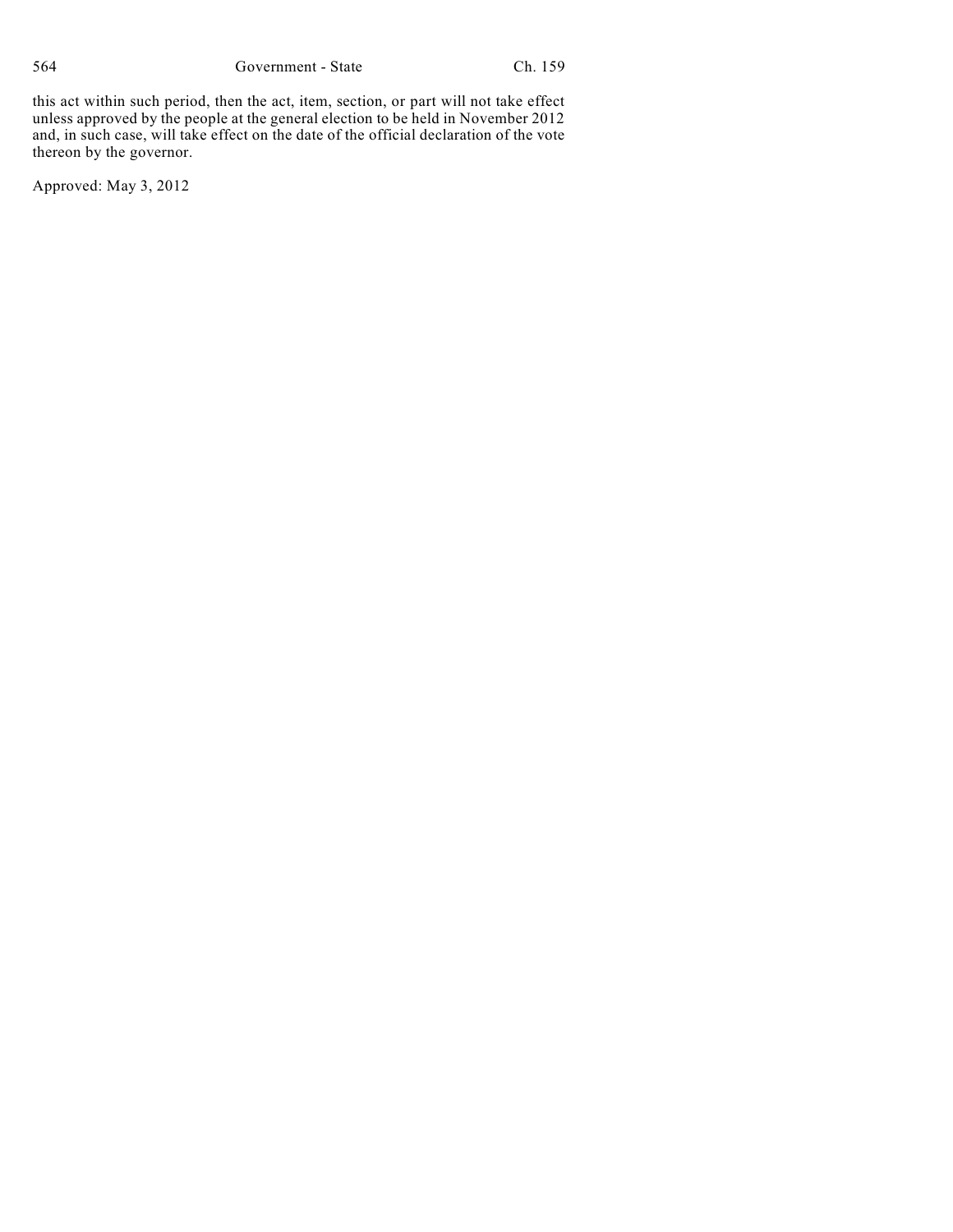this act within such period, then the act, item, section, or part will not take effect unless approved by the people at the general election to be held in November 2012 and, in such case, will take effect on the date of the official declaration of the vote thereon by the governor.

Approved: May 3, 2012